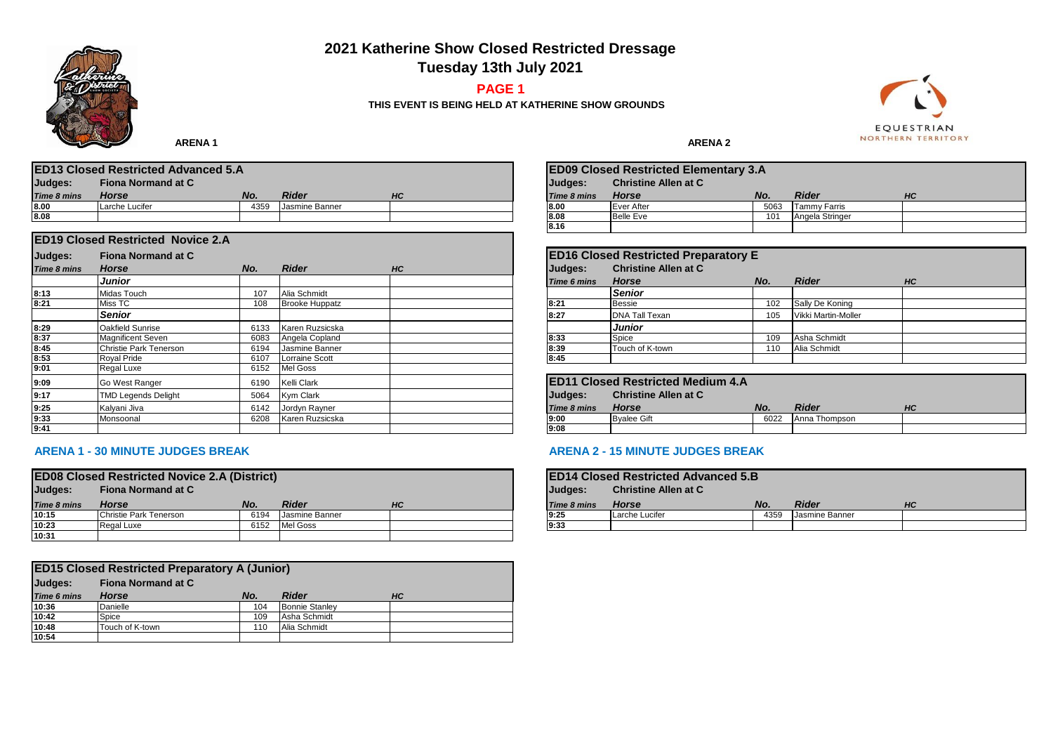# 2021 Katherine Show Closed Restricted Dressage

## Tuesday 13th July 2021

**PAGE 1**

**THIS EVENT IS BEING HELD AT KATHERINE SHOW GROUNDS**

## ARENA 1

### ED13 Closed Restricted Advanced 5.A

**Judges:** Fiona Normand at C

| Time 8 mins | Horse | No. | Rider | HC |
|---|---|---|---|---|
| 8.00 | Larche Lucifer | 4359 | Jasmine Banner | |
| 8.08 | | | | |

### ED19 Closed Restricted Novice 2.A

**Judges:** Fiona Normand at C

| Time 8 mins | Horse | No. | Rider | HC |
|---|---|---|---|---|
| | *Junior* | | | |
| 8:13 | Midas Touch | 107 | Alia Schmidt | |
| 8:21 | Miss TC | 108 | Brooke Huppatz | |
| | *Senior* | | | |
| 8:29 | Oakfield Sunrise | 6133 | Karen Ruzsicska | |
| 8:37 | Magnificent Seven | 6083 | Angela Copland | |
| 8:45 | Christie Park Tenerson | 6194 | Jasmine Banner | |
| 8:53 | Royal Pride | 6107 | Lorraine Scott | |
| 9:01 | Regal Luxe | 6152 | Mel Goss | |
| 9:09 | Go West Ranger | 6190 | Kelli Clark | |
| 9:17 | TMD Legends Delight | 5064 | Kym Clark | |
| 9:25 | Kalyani Jiva | 6142 | Jordyn Rayner | |
| 9:33 | Monsoonal | 6208 | Karen Ruzsicska | |
| 9:41 | | | | |

**ARENA 1 - 30 MINUTE JUDGES BREAK**

### ED08 Closed Restricted Novice 2.A (District)

**Judges:** Fiona Normand at C

| Time 8 mins | Horse | No. | Rider | HC |
|---|---|---|---|---|
| 10:15 | Christie Park Tenerson | 6194 | Jasmine Banner | |
| 10:23 | Regal Luxe | 6152 | Mel Goss | |
| 10:31 | | | | |

### ED15 Closed Restricted Preparatory A (Junior)

**Judges:** Fiona Normand at C

| Time 6 mins | Horse | No. | Rider | HC |
|---|---|---|---|---|
| 10:36 | Danielle | 104 | Bonnie Stanley | |
| 10:42 | Spice | 109 | Asha Schmidt | |
| 10:48 | Touch of K-town | 110 | Alia Schmidt | |
| 10:54 | | | | |

## ARENA 2

### ED09 Closed Restricted Elementary 3.A

**Judges:** Christine Allen at C

| Time 8 mins | Horse | No. | Rider | HC |
|---|---|---|---|---|
| 8.00 | Ever After | 5063 | Tammy Farris | |
| 8.08 | Belle Eve | 101 | Angela Stringer | |
| 8.16 | | | | |

### ED16 Closed Restricted Preparatory E

**Judges:** Christine Allen at C

| Time 6 mins | Horse | No. | Rider | HC |
|---|---|---|---|---|
| | *Senior* | | | |
| 8:21 | Bessie | 102 | Sally De Koning | |
| 8:27 | DNA Tall Texan | 105 | Vikki Martin-Moller | |
| | *Junior* | | | |
| 8:33 | Spice | 109 | Asha Schmidt | |
| 8:39 | Touch of K-town | 110 | Alia Schmidt | |
| 8:45 | | | | |

### ED11 Closed Restricted Medium 4.A

**Judges:** Christine Allen at C

| Time 8 mins | Horse | No. | Rider | HC |
|---|---|---|---|---|
| 9:00 | Byalee Gift | 6022 | Anna Thompson | |
| 9:08 | | | | |

**ARENA 2 - 15 MINUTE JUDGES BREAK**

### ED14 Closed Restricted Advanced 5.B

**Judges:** Christine Allen at C

| Time 8 mins | Horse | No. | Rider | HC |
|---|---|---|---|---|
| 9:25 | Larche Lucifer | 4359 | Jasmine Banner | |
| 9:33 | | | | |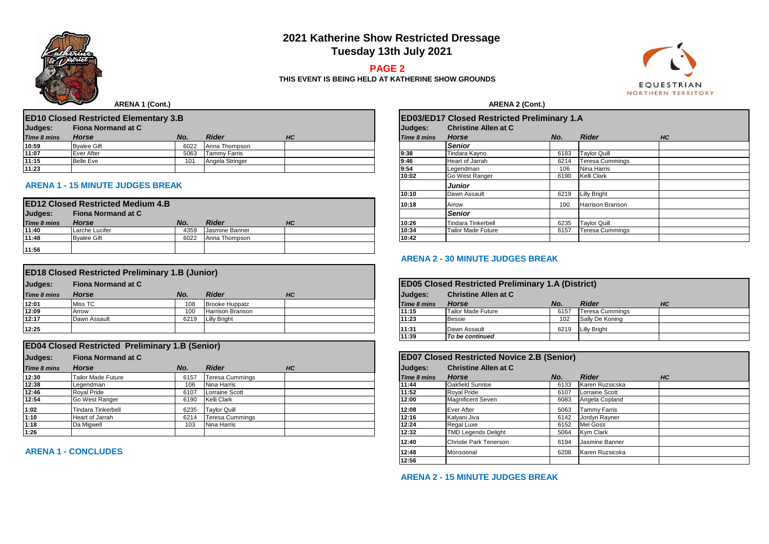# 2021 Katherine Show Restricted Dressage

**Tuesday 13th July 2021**

**PAGE 2**

**THIS EVENT IS BEING HELD AT KATHERINE SHOW GROUNDS**

## ARENA 1 (Cont.)

### ED10 Closed Restricted Elementary 3.B

**Judges:** Fiona Normand at C

| Time 8 mins | Horse | No. | Rider | HC |
|---|---|---|---|---|
| 10:59 | Byalee Gift | 6022 | Anna Thompson | |
| 11:07 | Ever After | 5063 | Tammy Farris | |
| 11:15 | Belle Eve | 101 | Angela Stringer | |
| 11:23 | | | | |

**ARENA 1 - 15 MINUTE JUDGES BREAK**

### ED12 Closed Restricted Medium 4.B

**Judges:** Fiona Normand at C

| Time 8 mins | Horse | No. | Rider | HC |
|---|---|---|---|---|
| 11:40 | Larche Lucifer | 4359 | Jasmine Banner | |
| 11:48 | Byalee Gift | 6022 | Anna Thompson | |
| 11:56 | | | | |

### ED18 Closed Restricted Preliminary 1.B (Junior)

**Judges:** Fiona Normand at C

| Time 8 mins | Horse | No. | Rider | HC |
|---|---|---|---|---|
| 12:01 | Miss TC | 108 | Brooke Huppatz | |
| 12:09 | Arrow | 100 | Harrison Branson | |
| 12:17 | Dawn Assault | 6219 | Lilly Bright | |
| 12:25 | | | | |

### ED04 Closed Restricted Preliminary 1.B (Senior)

**Judges:** Fiona Normand at C

| Time 8 mins | Horse | No. | Rider | HC |
|---|---|---|---|---|
| 12:30 | Tailor Made Future | 6157 | Teresa Cummings | |
| 12:38 | Legendman | 106 | Nina Harris | |
| 12:46 | Royal Pride | 6107 | Lorraine Scott | |
| 12:54 | Go West Ranger | 6190 | Kelli Clark | |
| 1:02 | Tindara Tinkerbell | 6235 | Taylor Quill | |
| 1:10 | Heart of Jarrah | 6214 | Teresa Cummings | |
| 1:18 | Da Migwell | 103 | Nina Harris | |
| 1:26 | | | | |

**ARENA 1 - CONCLUDES**

## ARENA 2 (Cont.)

### ED03/ED17 Closed Restricted Preliminary 1.A

**Judges:** Christine Allen at C

| Time 8 mins | Horse | No. | Rider | HC |
|---|---|---|---|---|
| | *Senior* | | | |
| 9:38 | Tindara Kayno | 6183 | Taylor Quill | |
| 9:46 | Heart of Jarrah | 6214 | Teresa Cummings | |
| 9:54 | Legendman | 106 | Nina Harris | |
| 10:02 | Go West Ranger | 6190 | Kelli Clark | |
| | *Junior* | | | |
| 10:10 | Dawn Assault | 6219 | Lilly Bright | |
| 10:18 | Arrow | 100 | Harrison Branson | |
| | *Senior* | | | |
| 10:26 | Tindara Tinkerbell | 6235 | Taylor Quill | |
| 10:34 | Tailor Made Future | 6157 | Teresa Cummings | |
| 10:42 | | | | |

**ARENA 2 - 30 MINUTE JUDGES BREAK**

### ED05 Closed Restricted Preliminary 1.A (District)

**Judges:** Christine Allen at C

| Time 8 mins | Horse | No. | Rider | HC |
|---|---|---|---|---|
| 11:15 | Tailor Made Future | 6157 | Teresa Cummings | |
| 11:23 | Bessie | 102 | Sally De Koning | |
| 11:31 | Dawn Assault | 6219 | Lilly Bright | |
| 11:39 | *To be continued* | | | |

### ED07 Closed Restricted Novice 2.B (Senior)

**Judges:** Christine Allen at C

| Time 8 mins | Horse | No. | Rider | HC |
|---|---|---|---|---|
| 11:44 | Oakfield Sunrise | 6133 | Karen Ruzsicska | |
| 11:52 | Royal Pride | 6107 | Lorraine Scott | |
| 12:00 | Magnificent Seven | 6083 | Angela Copland | |
| 12:08 | Ever After | 5063 | Tammy Farris | |
| 12:16 | Kalyani Jiva | 6142 | Jordyn Rayner | |
| 12:24 | Regal Luxe | 6152 | Mel Goss | |
| 12:32 | TMD Legends Delight | 5064 | Kym Clark | |
| 12:40 | Christie Park Tenerson | 6194 | Jasmine Banner | |
| 12:48 | Monsoonal | 6208 | Karen Ruzsicska | |
| 12:56 | | | | |

**ARENA 2 - 15 MINUTE JUDGES BREAK**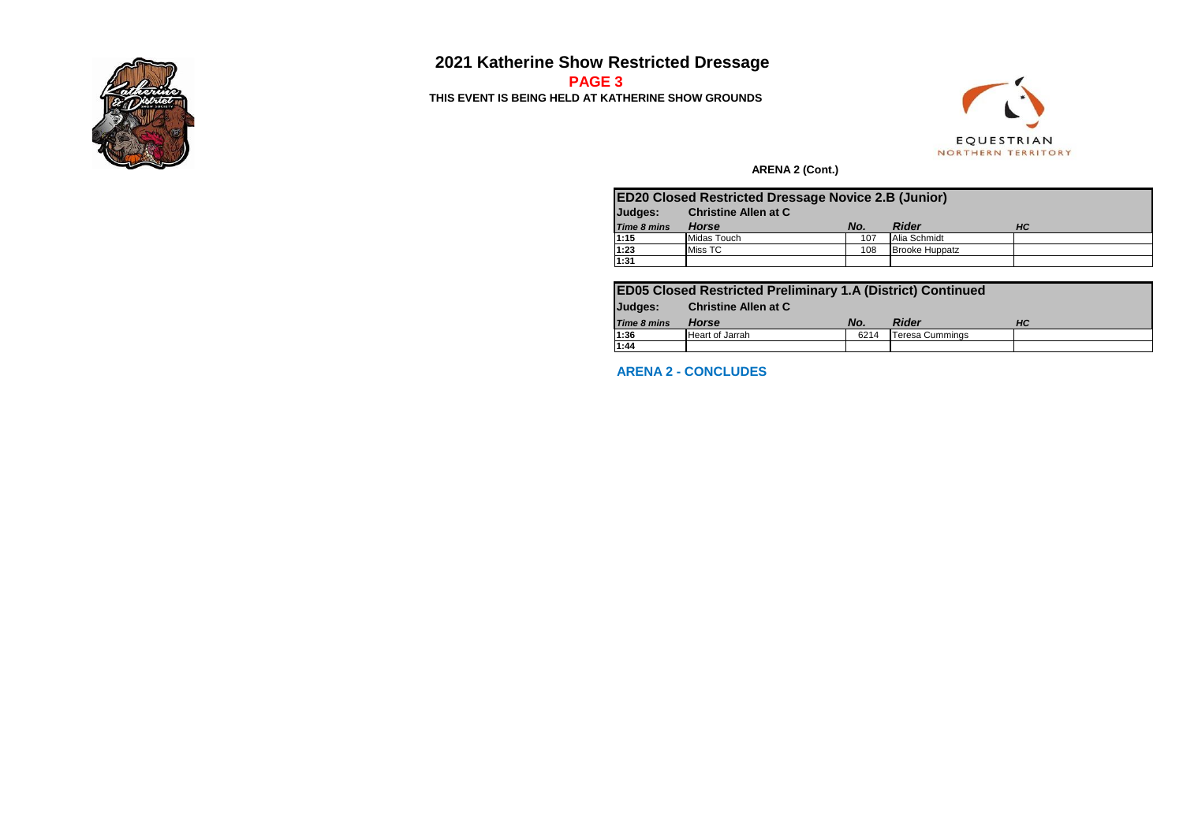# 2021 Katherine Show Restricted Dressage

**PAGE 3**

**THIS EVENT IS BEING HELD AT KATHERINE SHOW GROUNDS**

EQUESTRIAN NORTHERN TERRITORY

**ARENA 2 (Cont.)**

## ED20 Closed Restricted Dressage Novice 2.B (Junior)

**Judges:** **Christine Allen at C**

| *Time 8 mins* | *Horse* | *No.* | *Rider* | *HC* |
| --- | --- | --- | --- | --- |
| 1:15 | Midas Touch | 107 | Alia Schmidt | |
| 1:23 | Miss TC | 108 | Brooke Huppatz | |
| 1:31 | | | | |

## ED05 Closed Restricted Preliminary 1.A (District) Continued

**Judges:** **Christine Allen at C**

| *Time 8 mins* | *Horse* | *No.* | *Rider* | *HC* |
| --- | --- | --- | --- | --- |
| 1:36 | Heart of Jarrah | 6214 | Teresa Cummings | |
| 1:44 | | | | |

**ARENA 2 - CONCLUDES**